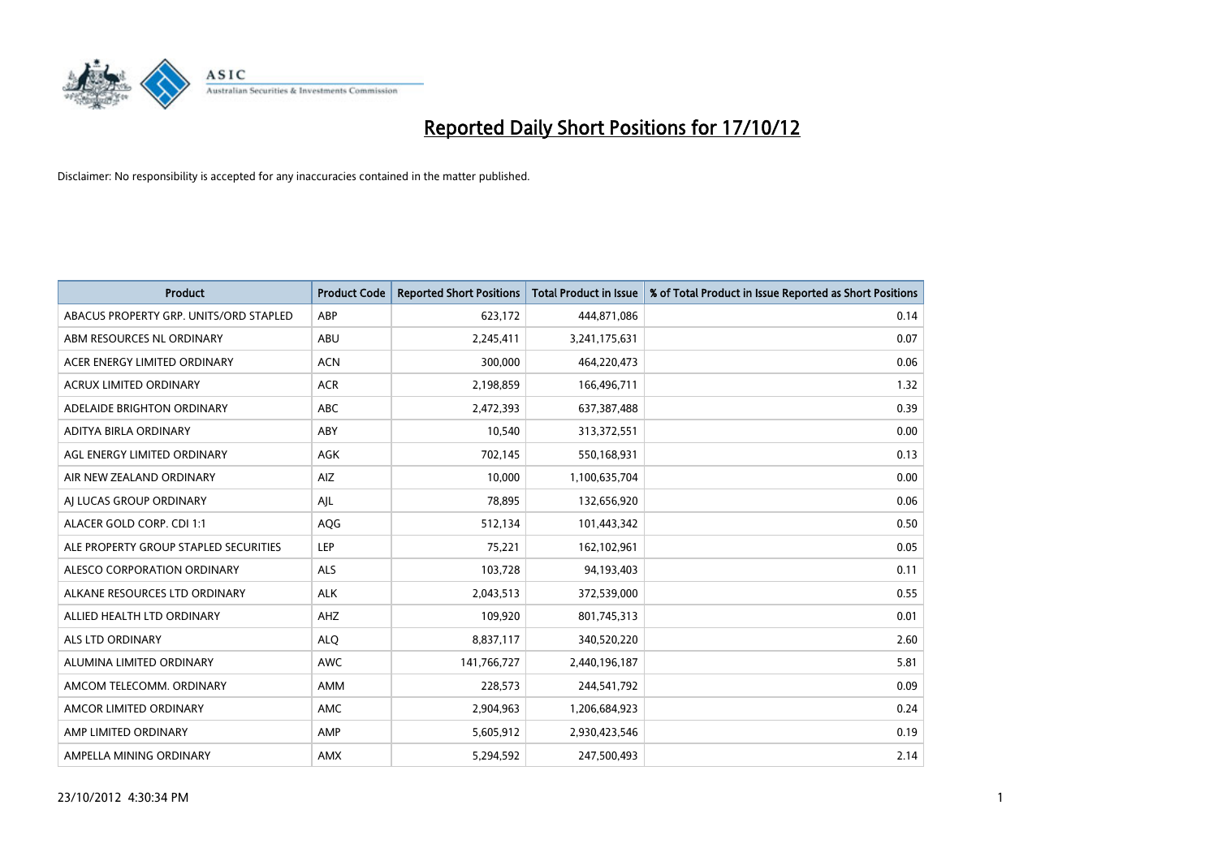# Reported Daily Short Positions for 17/10/12

Disclaimer: No responsibility is accepted for any inaccuracies contained in the matter published.

| Product | Product Code | Reported Short Positions | Total Product in Issue | % of Total Product in Issue Reported as Short Positions |
|---|---|---|---|---|
| ABACUS PROPERTY GRP. UNITS/ORD STAPLED | ABP | 623,172 | 444,871,086 | 0.14 |
| ABM RESOURCES NL ORDINARY | ABU | 2,245,411 | 3,241,175,631 | 0.07 |
| ACER ENERGY LIMITED ORDINARY | ACN | 300,000 | 464,220,473 | 0.06 |
| ACRUX LIMITED ORDINARY | ACR | 2,198,859 | 166,496,711 | 1.32 |
| ADELAIDE BRIGHTON ORDINARY | ABC | 2,472,393 | 637,387,488 | 0.39 |
| ADITYA BIRLA ORDINARY | ABY | 10,540 | 313,372,551 | 0.00 |
| AGL ENERGY LIMITED ORDINARY | AGK | 702,145 | 550,168,931 | 0.13 |
| AIR NEW ZEALAND ORDINARY | AIZ | 10,000 | 1,100,635,704 | 0.00 |
| AJ LUCAS GROUP ORDINARY | AJL | 78,895 | 132,656,920 | 0.06 |
| ALACER GOLD CORP. CDI 1:1 | AQG | 512,134 | 101,443,342 | 0.50 |
| ALE PROPERTY GROUP STAPLED SECURITIES | LEP | 75,221 | 162,102,961 | 0.05 |
| ALESCO CORPORATION ORDINARY | ALS | 103,728 | 94,193,403 | 0.11 |
| ALKANE RESOURCES LTD ORDINARY | ALK | 2,043,513 | 372,539,000 | 0.55 |
| ALLIED HEALTH LTD ORDINARY | AHZ | 109,920 | 801,745,313 | 0.01 |
| ALS LTD ORDINARY | ALQ | 8,837,117 | 340,520,220 | 2.60 |
| ALUMINA LIMITED ORDINARY | AWC | 141,766,727 | 2,440,196,187 | 5.81 |
| AMCOM TELECOMM. ORDINARY | AMM | 228,573 | 244,541,792 | 0.09 |
| AMCOR LIMITED ORDINARY | AMC | 2,904,963 | 1,206,684,923 | 0.24 |
| AMP LIMITED ORDINARY | AMP | 5,605,912 | 2,930,423,546 | 0.19 |
| AMPELLA MINING ORDINARY | AMX | 5,294,592 | 247,500,493 | 2.14 |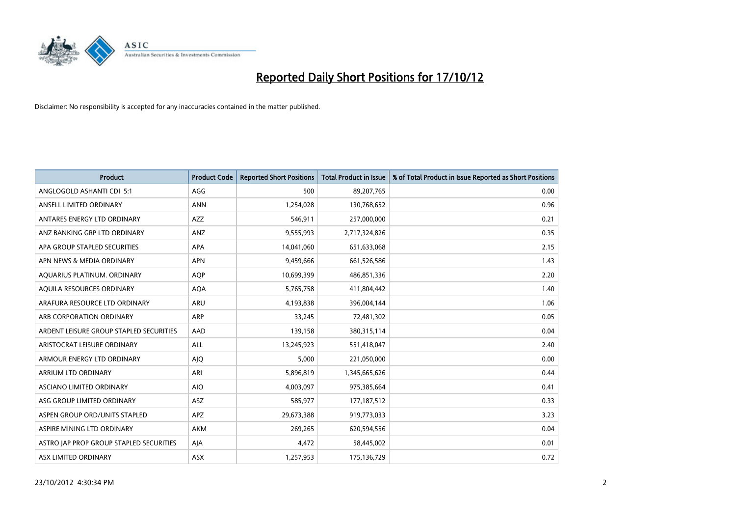# Reported Daily Short Positions for 17/10/12

Disclaimer: No responsibility is accepted for any inaccuracies contained in the matter published.

| Product | Product Code | Reported Short Positions | Total Product in Issue | % of Total Product in Issue Reported as Short Positions |
|---|---|---|---|---|
| ANGLOGOLD ASHANTI CDI 5:1 | AGG | 500 | 89,207,765 | 0.00 |
| ANSELL LIMITED ORDINARY | ANN | 1,254,028 | 130,768,652 | 0.96 |
| ANTARES ENERGY LTD ORDINARY | AZZ | 546,911 | 257,000,000 | 0.21 |
| ANZ BANKING GRP LTD ORDINARY | ANZ | 9,555,993 | 2,717,324,826 | 0.35 |
| APA GROUP STAPLED SECURITIES | APA | 14,041,060 | 651,633,068 | 2.15 |
| APN NEWS & MEDIA ORDINARY | APN | 9,459,666 | 661,526,586 | 1.43 |
| AQUARIUS PLATINUM. ORDINARY | AQP | 10,699,399 | 486,851,336 | 2.20 |
| AQUILA RESOURCES ORDINARY | AQA | 5,765,758 | 411,804,442 | 1.40 |
| ARAFURA RESOURCE LTD ORDINARY | ARU | 4,193,838 | 396,004,144 | 1.06 |
| ARB CORPORATION ORDINARY | ARP | 33,245 | 72,481,302 | 0.05 |
| ARDENT LEISURE GROUP STAPLED SECURITIES | AAD | 139,158 | 380,315,114 | 0.04 |
| ARISTOCRAT LEISURE ORDINARY | ALL | 13,245,923 | 551,418,047 | 2.40 |
| ARMOUR ENERGY LTD ORDINARY | AJQ | 5,000 | 221,050,000 | 0.00 |
| ARRIUM LTD ORDINARY | ARI | 5,896,819 | 1,345,665,626 | 0.44 |
| ASCIANO LIMITED ORDINARY | AIO | 4,003,097 | 975,385,664 | 0.41 |
| ASG GROUP LIMITED ORDINARY | ASZ | 585,977 | 177,187,512 | 0.33 |
| ASPEN GROUP ORD/UNITS STAPLED | APZ | 29,673,388 | 919,773,033 | 3.23 |
| ASPIRE MINING LTD ORDINARY | AKM | 269,265 | 620,594,556 | 0.04 |
| ASTRO JAP PROP GROUP STAPLED SECURITIES | AJA | 4,472 | 58,445,002 | 0.01 |
| ASX LIMITED ORDINARY | ASX | 1,257,953 | 175,136,729 | 0.72 |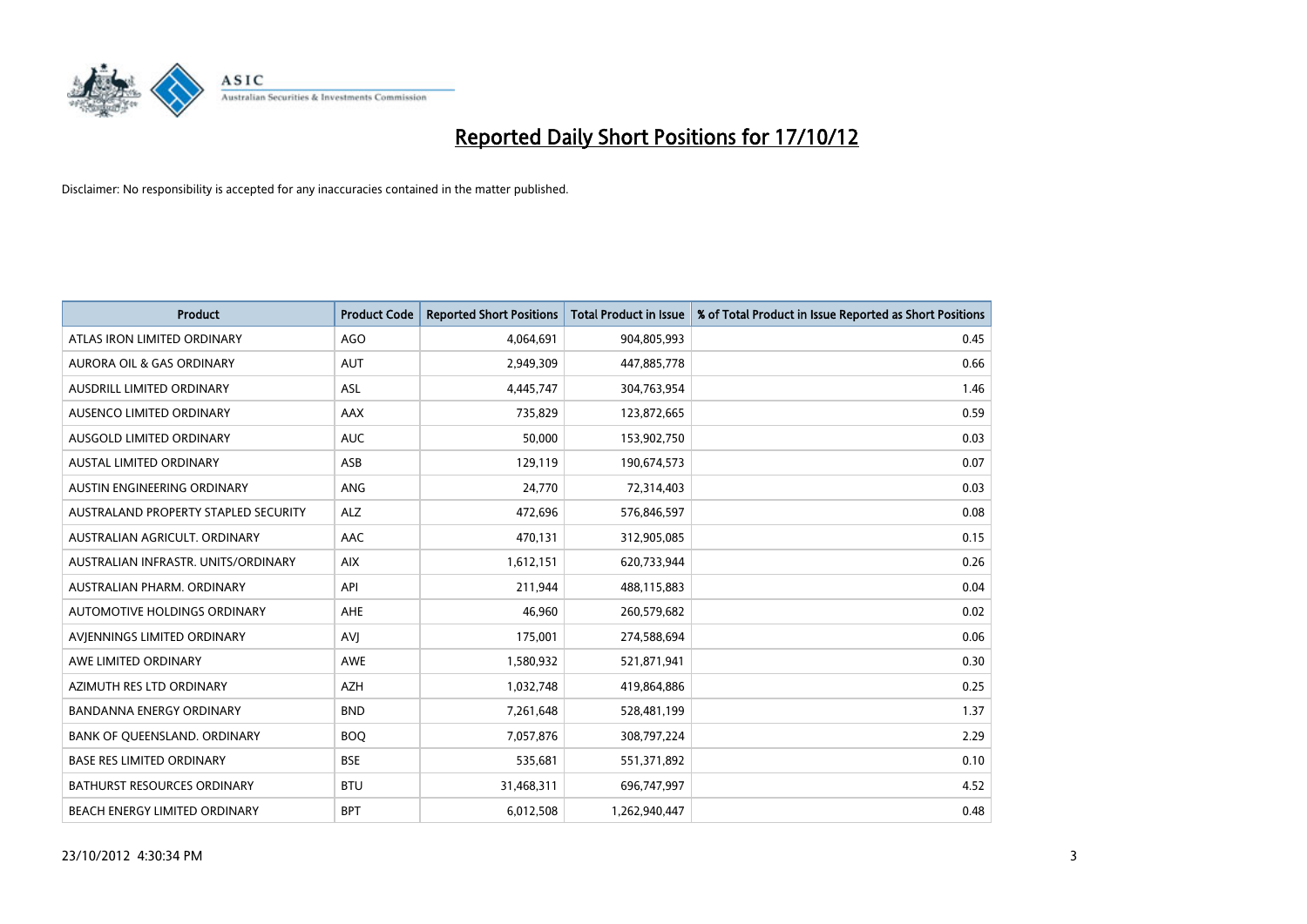# Reported Daily Short Positions for 17/10/12

Disclaimer: No responsibility is accepted for any inaccuracies contained in the matter published.

| Product | Product Code | Reported Short Positions | Total Product in Issue | % of Total Product in Issue Reported as Short Positions |
|---|---|---|---|---|
| ATLAS IRON LIMITED ORDINARY | AGO | 4,064,691 | 904,805,993 | 0.45 |
| AURORA OIL & GAS ORDINARY | AUT | 2,949,309 | 447,885,778 | 0.66 |
| AUSDRILL LIMITED ORDINARY | ASL | 4,445,747 | 304,763,954 | 1.46 |
| AUSENCO LIMITED ORDINARY | AAX | 735,829 | 123,872,665 | 0.59 |
| AUSGOLD LIMITED ORDINARY | AUC | 50,000 | 153,902,750 | 0.03 |
| AUSTAL LIMITED ORDINARY | ASB | 129,119 | 190,674,573 | 0.07 |
| AUSTIN ENGINEERING ORDINARY | ANG | 24,770 | 72,314,403 | 0.03 |
| AUSTRALAND PROPERTY STAPLED SECURITY | ALZ | 472,696 | 576,846,597 | 0.08 |
| AUSTRALIAN AGRICULT. ORDINARY | AAC | 470,131 | 312,905,085 | 0.15 |
| AUSTRALIAN INFRASTR. UNITS/ORDINARY | AIX | 1,612,151 | 620,733,944 | 0.26 |
| AUSTRALIAN PHARM. ORDINARY | API | 211,944 | 488,115,883 | 0.04 |
| AUTOMOTIVE HOLDINGS ORDINARY | AHE | 46,960 | 260,579,682 | 0.02 |
| AVJENNINGS LIMITED ORDINARY | AVJ | 175,001 | 274,588,694 | 0.06 |
| AWE LIMITED ORDINARY | AWE | 1,580,932 | 521,871,941 | 0.30 |
| AZIMUTH RES LTD ORDINARY | AZH | 1,032,748 | 419,864,886 | 0.25 |
| BANDANNA ENERGY ORDINARY | BND | 7,261,648 | 528,481,199 | 1.37 |
| BANK OF QUEENSLAND. ORDINARY | BOQ | 7,057,876 | 308,797,224 | 2.29 |
| BASE RES LIMITED ORDINARY | BSE | 535,681 | 551,371,892 | 0.10 |
| BATHURST RESOURCES ORDINARY | BTU | 31,468,311 | 696,747,997 | 4.52 |
| BEACH ENERGY LIMITED ORDINARY | BPT | 6,012,508 | 1,262,940,447 | 0.48 |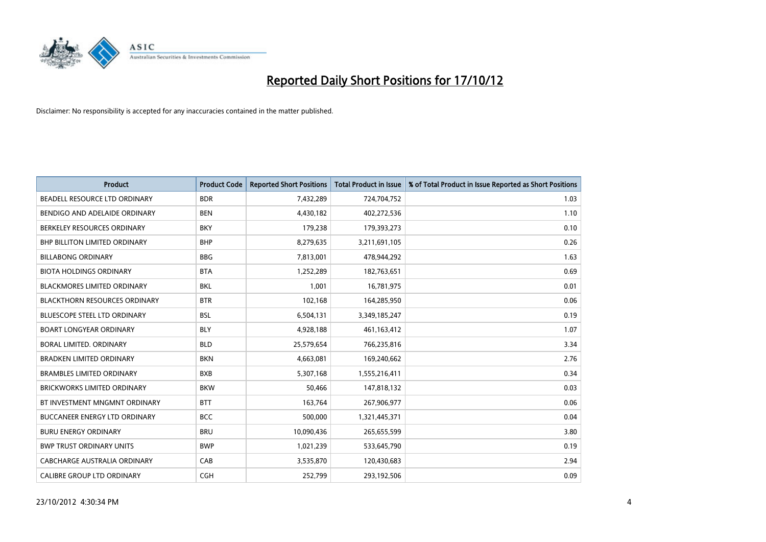# Reported Daily Short Positions for 17/10/12

Disclaimer: No responsibility is accepted for any inaccuracies contained in the matter published.

| Product | Product Code | Reported Short Positions | Total Product in Issue | % of Total Product in Issue Reported as Short Positions |
|---|---|---|---|---|
| BEADELL RESOURCE LTD ORDINARY | BDR | 7,432,289 | 724,704,752 | 1.03 |
| BENDIGO AND ADELAIDE ORDINARY | BEN | 4,430,182 | 402,272,536 | 1.10 |
| BERKELEY RESOURCES ORDINARY | BKY | 179,238 | 179,393,273 | 0.10 |
| BHP BILLITON LIMITED ORDINARY | BHP | 8,279,635 | 3,211,691,105 | 0.26 |
| BILLABONG ORDINARY | BBG | 7,813,001 | 478,944,292 | 1.63 |
| BIOTA HOLDINGS ORDINARY | BTA | 1,252,289 | 182,763,651 | 0.69 |
| BLACKMORES LIMITED ORDINARY | BKL | 1,001 | 16,781,975 | 0.01 |
| BLACKTHORN RESOURCES ORDINARY | BTR | 102,168 | 164,285,950 | 0.06 |
| BLUESCOPE STEEL LTD ORDINARY | BSL | 6,504,131 | 3,349,185,247 | 0.19 |
| BOART LONGYEAR ORDINARY | BLY | 4,928,188 | 461,163,412 | 1.07 |
| BORAL LIMITED. ORDINARY | BLD | 25,579,654 | 766,235,816 | 3.34 |
| BRADKEN LIMITED ORDINARY | BKN | 4,663,081 | 169,240,662 | 2.76 |
| BRAMBLES LIMITED ORDINARY | BXB | 5,307,168 | 1,555,216,411 | 0.34 |
| BRICKWORKS LIMITED ORDINARY | BKW | 50,466 | 147,818,132 | 0.03 |
| BT INVESTMENT MNGMNT ORDINARY | BTT | 163,764 | 267,906,977 | 0.06 |
| BUCCANEER ENERGY LTD ORDINARY | BCC | 500,000 | 1,321,445,371 | 0.04 |
| BURU ENERGY ORDINARY | BRU | 10,090,436 | 265,655,599 | 3.80 |
| BWP TRUST ORDINARY UNITS | BWP | 1,021,239 | 533,645,790 | 0.19 |
| CABCHARGE AUSTRALIA ORDINARY | CAB | 3,535,870 | 120,430,683 | 2.94 |
| CALIBRE GROUP LTD ORDINARY | CGH | 252,799 | 293,192,506 | 0.09 |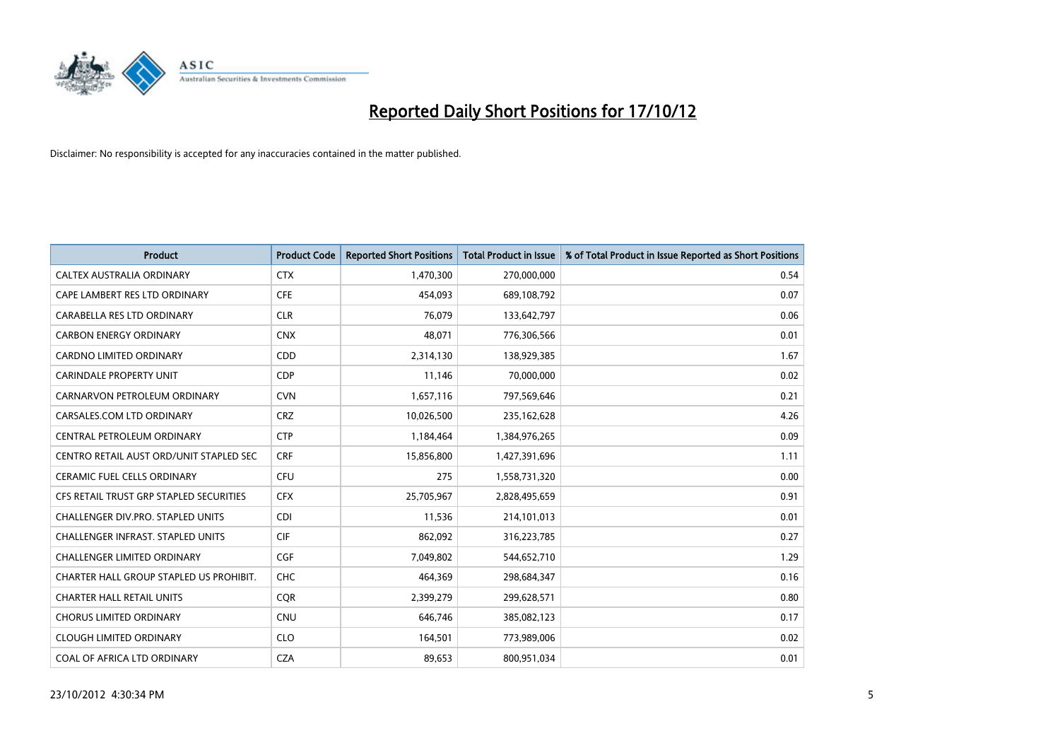# Reported Daily Short Positions for 17/10/12

Disclaimer: No responsibility is accepted for any inaccuracies contained in the matter published.

| Product | Product Code | Reported Short Positions | Total Product in Issue | % of Total Product in Issue Reported as Short Positions |
|---|---|---|---|---|
| CALTEX AUSTRALIA ORDINARY | CTX | 1,470,300 | 270,000,000 | 0.54 |
| CAPE LAMBERT RES LTD ORDINARY | CFE | 454,093 | 689,108,792 | 0.07 |
| CARABELLA RES LTD ORDINARY | CLR | 76,079 | 133,642,797 | 0.06 |
| CARBON ENERGY ORDINARY | CNX | 48,071 | 776,306,566 | 0.01 |
| CARDNO LIMITED ORDINARY | CDD | 2,314,130 | 138,929,385 | 1.67 |
| CARINDALE PROPERTY UNIT | CDP | 11,146 | 70,000,000 | 0.02 |
| CARNARVON PETROLEUM ORDINARY | CVN | 1,657,116 | 797,569,646 | 0.21 |
| CARSALES.COM LTD ORDINARY | CRZ | 10,026,500 | 235,162,628 | 4.26 |
| CENTRAL PETROLEUM ORDINARY | CTP | 1,184,464 | 1,384,976,265 | 0.09 |
| CENTRO RETAIL AUST ORD/UNIT STAPLED SEC | CRF | 15,856,800 | 1,427,391,696 | 1.11 |
| CERAMIC FUEL CELLS ORDINARY | CFU | 275 | 1,558,731,320 | 0.00 |
| CFS RETAIL TRUST GRP STAPLED SECURITIES | CFX | 25,705,967 | 2,828,495,659 | 0.91 |
| CHALLENGER DIV.PRO. STAPLED UNITS | CDI | 11,536 | 214,101,013 | 0.01 |
| CHALLENGER INFRAST. STAPLED UNITS | CIF | 862,092 | 316,223,785 | 0.27 |
| CHALLENGER LIMITED ORDINARY | CGF | 7,049,802 | 544,652,710 | 1.29 |
| CHARTER HALL GROUP STAPLED US PROHIBIT. | CHC | 464,369 | 298,684,347 | 0.16 |
| CHARTER HALL RETAIL UNITS | CQR | 2,399,279 | 299,628,571 | 0.80 |
| CHORUS LIMITED ORDINARY | CNU | 646,746 | 385,082,123 | 0.17 |
| CLOUGH LIMITED ORDINARY | CLO | 164,501 | 773,989,006 | 0.02 |
| COAL OF AFRICA LTD ORDINARY | CZA | 89,653 | 800,951,034 | 0.01 |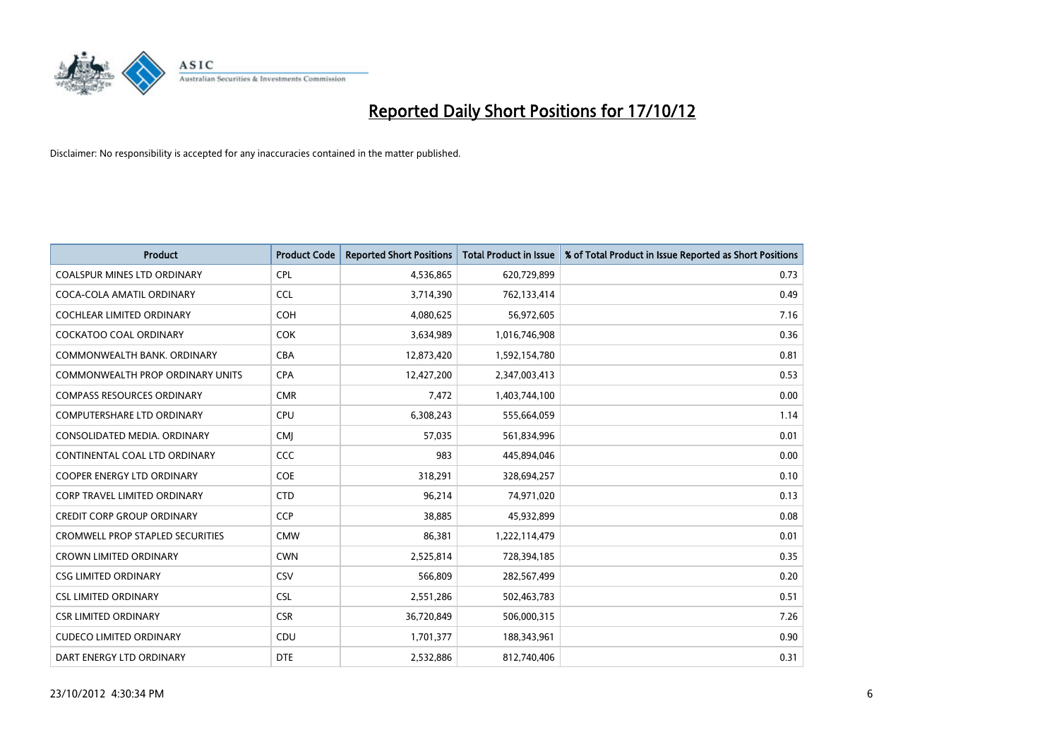# Reported Daily Short Positions for 17/10/12

Disclaimer: No responsibility is accepted for any inaccuracies contained in the matter published.

| Product | Product Code | Reported Short Positions | Total Product in Issue | % of Total Product in Issue Reported as Short Positions |
|---|---|---|---|---|
| COALSPUR MINES LTD ORDINARY | CPL | 4,536,865 | 620,729,899 | 0.73 |
| COCA-COLA AMATIL ORDINARY | CCL | 3,714,390 | 762,133,414 | 0.49 |
| COCHLEAR LIMITED ORDINARY | COH | 4,080,625 | 56,972,605 | 7.16 |
| COCKATOO COAL ORDINARY | COK | 3,634,989 | 1,016,746,908 | 0.36 |
| COMMONWEALTH BANK. ORDINARY | CBA | 12,873,420 | 1,592,154,780 | 0.81 |
| COMMONWEALTH PROP ORDINARY UNITS | CPA | 12,427,200 | 2,347,003,413 | 0.53 |
| COMPASS RESOURCES ORDINARY | CMR | 7,472 | 1,403,744,100 | 0.00 |
| COMPUTERSHARE LTD ORDINARY | CPU | 6,308,243 | 555,664,059 | 1.14 |
| CONSOLIDATED MEDIA. ORDINARY | CMJ | 57,035 | 561,834,996 | 0.01 |
| CONTINENTAL COAL LTD ORDINARY | CCC | 983 | 445,894,046 | 0.00 |
| COOPER ENERGY LTD ORDINARY | COE | 318,291 | 328,694,257 | 0.10 |
| CORP TRAVEL LIMITED ORDINARY | CTD | 96,214 | 74,971,020 | 0.13 |
| CREDIT CORP GROUP ORDINARY | CCP | 38,885 | 45,932,899 | 0.08 |
| CROMWELL PROP STAPLED SECURITIES | CMW | 86,381 | 1,222,114,479 | 0.01 |
| CROWN LIMITED ORDINARY | CWN | 2,525,814 | 728,394,185 | 0.35 |
| CSG LIMITED ORDINARY | CSV | 566,809 | 282,567,499 | 0.20 |
| CSL LIMITED ORDINARY | CSL | 2,551,286 | 502,463,783 | 0.51 |
| CSR LIMITED ORDINARY | CSR | 36,720,849 | 506,000,315 | 7.26 |
| CUDECO LIMITED ORDINARY | CDU | 1,701,377 | 188,343,961 | 0.90 |
| DART ENERGY LTD ORDINARY | DTE | 2,532,886 | 812,740,406 | 0.31 |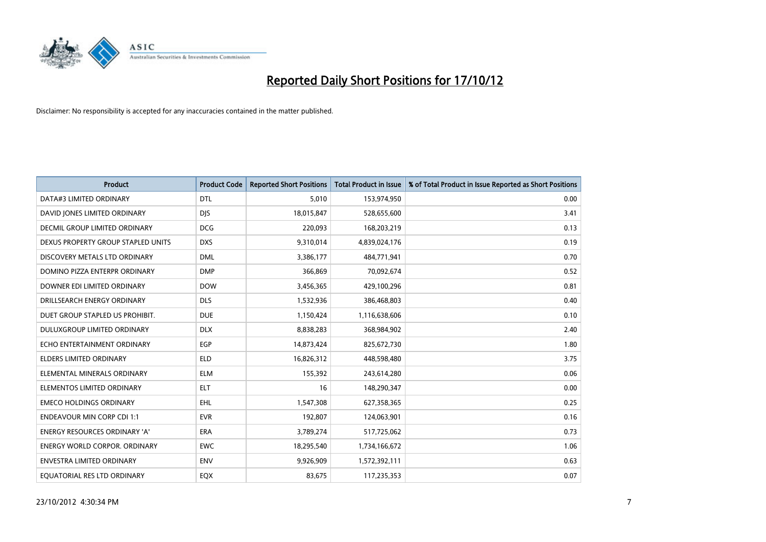# Reported Daily Short Positions for 17/10/12

Disclaimer: No responsibility is accepted for any inaccuracies contained in the matter published.

| Product | Product Code | Reported Short Positions | Total Product in Issue | % of Total Product in Issue Reported as Short Positions |
|---|---|---|---|---|
| DATA#3 LIMITED ORDINARY | DTL | 5,010 | 153,974,950 | 0.00 |
| DAVID JONES LIMITED ORDINARY | DJS | 18,015,847 | 528,655,600 | 3.41 |
| DECMIL GROUP LIMITED ORDINARY | DCG | 220,093 | 168,203,219 | 0.13 |
| DEXUS PROPERTY GROUP STAPLED UNITS | DXS | 9,310,014 | 4,839,024,176 | 0.19 |
| DISCOVERY METALS LTD ORDINARY | DML | 3,386,177 | 484,771,941 | 0.70 |
| DOMINO PIZZA ENTERPR ORDINARY | DMP | 366,869 | 70,092,674 | 0.52 |
| DOWNER EDI LIMITED ORDINARY | DOW | 3,456,365 | 429,100,296 | 0.81 |
| DRILLSEARCH ENERGY ORDINARY | DLS | 1,532,936 | 386,468,803 | 0.40 |
| DUET GROUP STAPLED US PROHIBIT. | DUE | 1,150,424 | 1,116,638,606 | 0.10 |
| DULUXGROUP LIMITED ORDINARY | DLX | 8,838,283 | 368,984,902 | 2.40 |
| ECHO ENTERTAINMENT ORDINARY | EGP | 14,873,424 | 825,672,730 | 1.80 |
| ELDERS LIMITED ORDINARY | ELD | 16,826,312 | 448,598,480 | 3.75 |
| ELEMENTAL MINERALS ORDINARY | ELM | 155,392 | 243,614,280 | 0.06 |
| ELEMENTOS LIMITED ORDINARY | ELT | 16 | 148,290,347 | 0.00 |
| EMECO HOLDINGS ORDINARY | EHL | 1,547,308 | 627,358,365 | 0.25 |
| ENDEAVOUR MIN CORP CDI 1:1 | EVR | 192,807 | 124,063,901 | 0.16 |
| ENERGY RESOURCES ORDINARY 'A' | ERA | 3,789,274 | 517,725,062 | 0.73 |
| ENERGY WORLD CORPOR. ORDINARY | EWC | 18,295,540 | 1,734,166,672 | 1.06 |
| ENVESTRA LIMITED ORDINARY | ENV | 9,926,909 | 1,572,392,111 | 0.63 |
| EQUATORIAL RES LTD ORDINARY | EQX | 83,675 | 117,235,353 | 0.07 |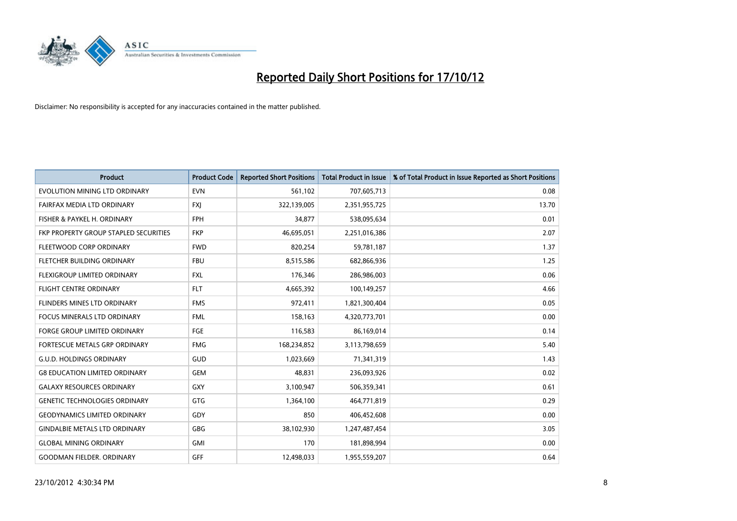# Reported Daily Short Positions for 17/10/12

Disclaimer: No responsibility is accepted for any inaccuracies contained in the matter published.

| Product | Product Code | Reported Short Positions | Total Product in Issue | % of Total Product in Issue Reported as Short Positions |
|---|---|---|---|---|
| EVOLUTION MINING LTD ORDINARY | EVN | 561,102 | 707,605,713 | 0.08 |
| FAIRFAX MEDIA LTD ORDINARY | FXJ | 322,139,005 | 2,351,955,725 | 13.70 |
| FISHER & PAYKEL H. ORDINARY | FPH | 34,877 | 538,095,634 | 0.01 |
| FKP PROPERTY GROUP STAPLED SECURITIES | FKP | 46,695,051 | 2,251,016,386 | 2.07 |
| FLEETWOOD CORP ORDINARY | FWD | 820,254 | 59,781,187 | 1.37 |
| FLETCHER BUILDING ORDINARY | FBU | 8,515,586 | 682,866,936 | 1.25 |
| FLEXIGROUP LIMITED ORDINARY | FXL | 176,346 | 286,986,003 | 0.06 |
| FLIGHT CENTRE ORDINARY | FLT | 4,665,392 | 100,149,257 | 4.66 |
| FLINDERS MINES LTD ORDINARY | FMS | 972,411 | 1,821,300,404 | 0.05 |
| FOCUS MINERALS LTD ORDINARY | FML | 158,163 | 4,320,773,701 | 0.00 |
| FORGE GROUP LIMITED ORDINARY | FGE | 116,583 | 86,169,014 | 0.14 |
| FORTESCUE METALS GRP ORDINARY | FMG | 168,234,852 | 3,113,798,659 | 5.40 |
| G.U.D. HOLDINGS ORDINARY | GUD | 1,023,669 | 71,341,319 | 1.43 |
| G8 EDUCATION LIMITED ORDINARY | GEM | 48,831 | 236,093,926 | 0.02 |
| GALAXY RESOURCES ORDINARY | GXY | 3,100,947 | 506,359,341 | 0.61 |
| GENETIC TECHNOLOGIES ORDINARY | GTG | 1,364,100 | 464,771,819 | 0.29 |
| GEODYNAMICS LIMITED ORDINARY | GDY | 850 | 406,452,608 | 0.00 |
| GINDALBIE METALS LTD ORDINARY | GBG | 38,102,930 | 1,247,487,454 | 3.05 |
| GLOBAL MINING ORDINARY | GMI | 170 | 181,898,994 | 0.00 |
| GOODMAN FIELDER. ORDINARY | GFF | 12,498,033 | 1,955,559,207 | 0.64 |

23/10/2012 4:30:34 PM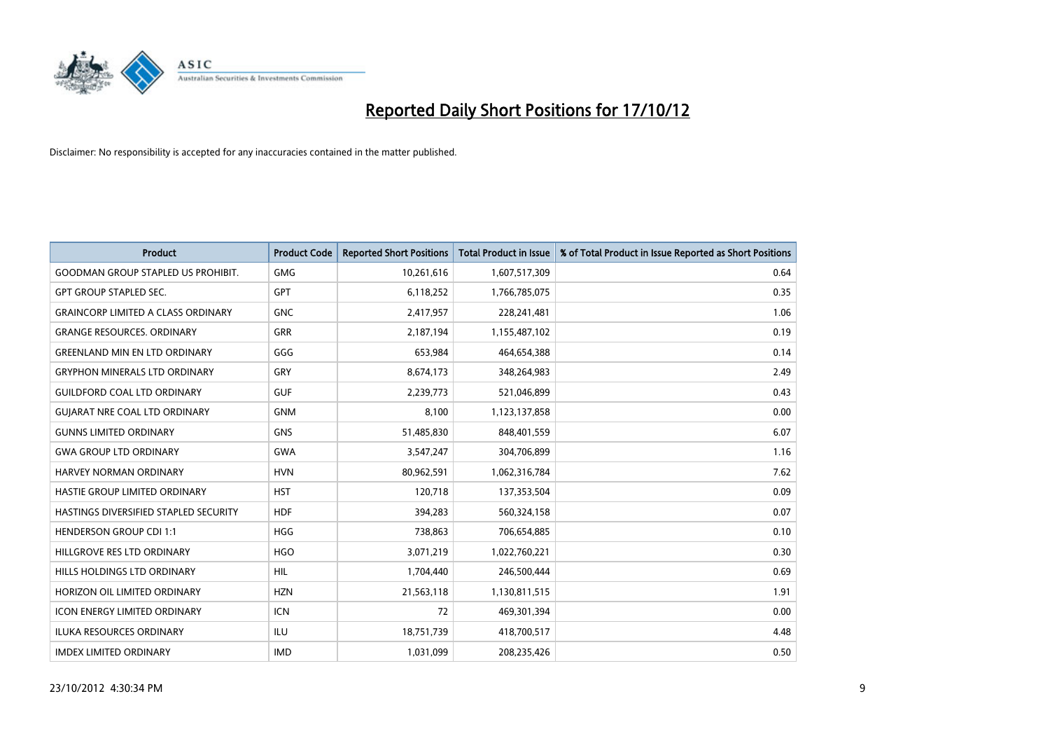# Reported Daily Short Positions for 17/10/12

Disclaimer: No responsibility is accepted for any inaccuracies contained in the matter published.

| Product | Product Code | Reported Short Positions | Total Product in Issue | % of Total Product in Issue Reported as Short Positions |
|---|---|---|---|---|
| GOODMAN GROUP STAPLED US PROHIBIT. | GMG | 10,261,616 | 1,607,517,309 | 0.64 |
| GPT GROUP STAPLED SEC. | GPT | 6,118,252 | 1,766,785,075 | 0.35 |
| GRAINCORP LIMITED A CLASS ORDINARY | GNC | 2,417,957 | 228,241,481 | 1.06 |
| GRANGE RESOURCES. ORDINARY | GRR | 2,187,194 | 1,155,487,102 | 0.19 |
| GREENLAND MIN EN LTD ORDINARY | GGG | 653,984 | 464,654,388 | 0.14 |
| GRYPHON MINERALS LTD ORDINARY | GRY | 8,674,173 | 348,264,983 | 2.49 |
| GUILDFORD COAL LTD ORDINARY | GUF | 2,239,773 | 521,046,899 | 0.43 |
| GUJARAT NRE COAL LTD ORDINARY | GNM | 8,100 | 1,123,137,858 | 0.00 |
| GUNNS LIMITED ORDINARY | GNS | 51,485,830 | 848,401,559 | 6.07 |
| GWA GROUP LTD ORDINARY | GWA | 3,547,247 | 304,706,899 | 1.16 |
| HARVEY NORMAN ORDINARY | HVN | 80,962,591 | 1,062,316,784 | 7.62 |
| HASTIE GROUP LIMITED ORDINARY | HST | 120,718 | 137,353,504 | 0.09 |
| HASTINGS DIVERSIFIED STAPLED SECURITY | HDF | 394,283 | 560,324,158 | 0.07 |
| HENDERSON GROUP CDI 1:1 | HGG | 738,863 | 706,654,885 | 0.10 |
| HILLGROVE RES LTD ORDINARY | HGO | 3,071,219 | 1,022,760,221 | 0.30 |
| HILLS HOLDINGS LTD ORDINARY | HIL | 1,704,440 | 246,500,444 | 0.69 |
| HORIZON OIL LIMITED ORDINARY | HZN | 21,563,118 | 1,130,811,515 | 1.91 |
| ICON ENERGY LIMITED ORDINARY | ICN | 72 | 469,301,394 | 0.00 |
| ILUKA RESOURCES ORDINARY | ILU | 18,751,739 | 418,700,517 | 4.48 |
| IMDEX LIMITED ORDINARY | IMD | 1,031,099 | 208,235,426 | 0.50 |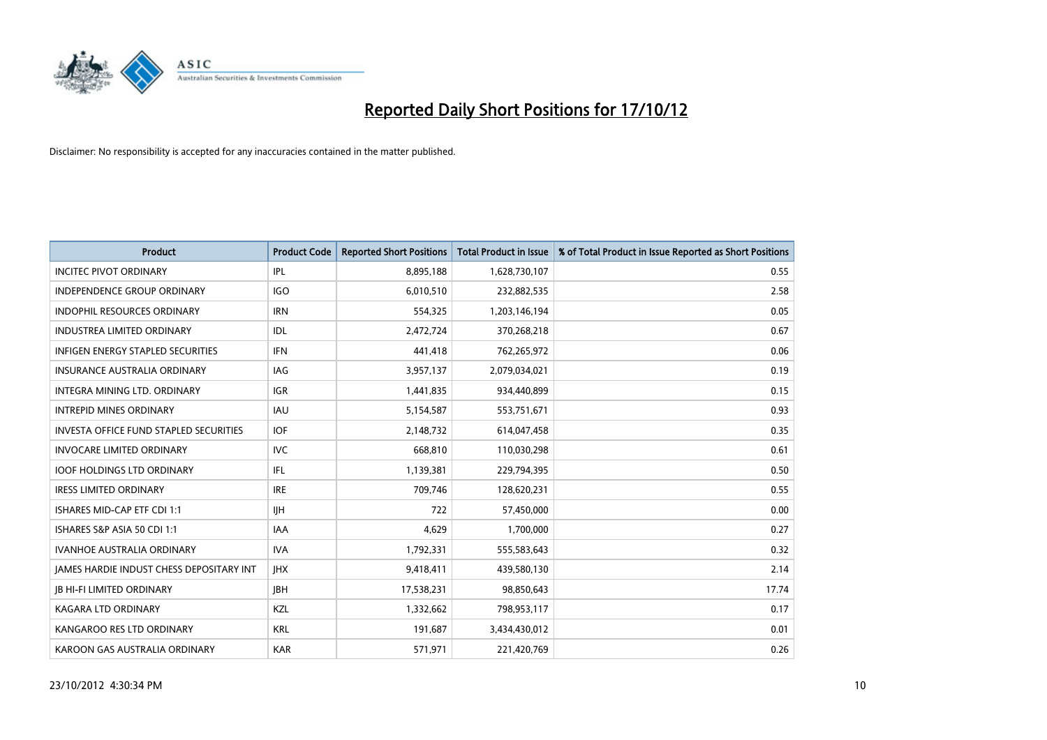# Reported Daily Short Positions for 17/10/12

Disclaimer: No responsibility is accepted for any inaccuracies contained in the matter published.

| Product | Product Code | Reported Short Positions | Total Product in Issue | % of Total Product in Issue Reported as Short Positions |
|---|---|---|---|---|
| INCITEC PIVOT ORDINARY | IPL | 8,895,188 | 1,628,730,107 | 0.55 |
| INDEPENDENCE GROUP ORDINARY | IGO | 6,010,510 | 232,882,535 | 2.58 |
| INDOPHIL RESOURCES ORDINARY | IRN | 554,325 | 1,203,146,194 | 0.05 |
| INDUSTREA LIMITED ORDINARY | IDL | 2,472,724 | 370,268,218 | 0.67 |
| INFIGEN ENERGY STAPLED SECURITIES | IFN | 441,418 | 762,265,972 | 0.06 |
| INSURANCE AUSTRALIA ORDINARY | IAG | 3,957,137 | 2,079,034,021 | 0.19 |
| INTEGRA MINING LTD. ORDINARY | IGR | 1,441,835 | 934,440,899 | 0.15 |
| INTREPID MINES ORDINARY | IAU | 5,154,587 | 553,751,671 | 0.93 |
| INVESTA OFFICE FUND STAPLED SECURITIES | IOF | 2,148,732 | 614,047,458 | 0.35 |
| INVOCARE LIMITED ORDINARY | IVC | 668,810 | 110,030,298 | 0.61 |
| IOOF HOLDINGS LTD ORDINARY | IFL | 1,139,381 | 229,794,395 | 0.50 |
| IRESS LIMITED ORDINARY | IRE | 709,746 | 128,620,231 | 0.55 |
| ISHARES MID-CAP ETF CDI 1:1 | IJH | 722 | 57,450,000 | 0.00 |
| ISHARES S&P ASIA 50 CDI 1:1 | IAA | 4,629 | 1,700,000 | 0.27 |
| IVANHOE AUSTRALIA ORDINARY | IVA | 1,792,331 | 555,583,643 | 0.32 |
| JAMES HARDIE INDUST CHESS DEPOSITARY INT | JHX | 9,418,411 | 439,580,130 | 2.14 |
| JB HI-FI LIMITED ORDINARY | JBH | 17,538,231 | 98,850,643 | 17.74 |
| KAGARA LTD ORDINARY | KZL | 1,332,662 | 798,953,117 | 0.17 |
| KANGAROO RES LTD ORDINARY | KRL | 191,687 | 3,434,430,012 | 0.01 |
| KAROON GAS AUSTRALIA ORDINARY | KAR | 571,971 | 221,420,769 | 0.26 |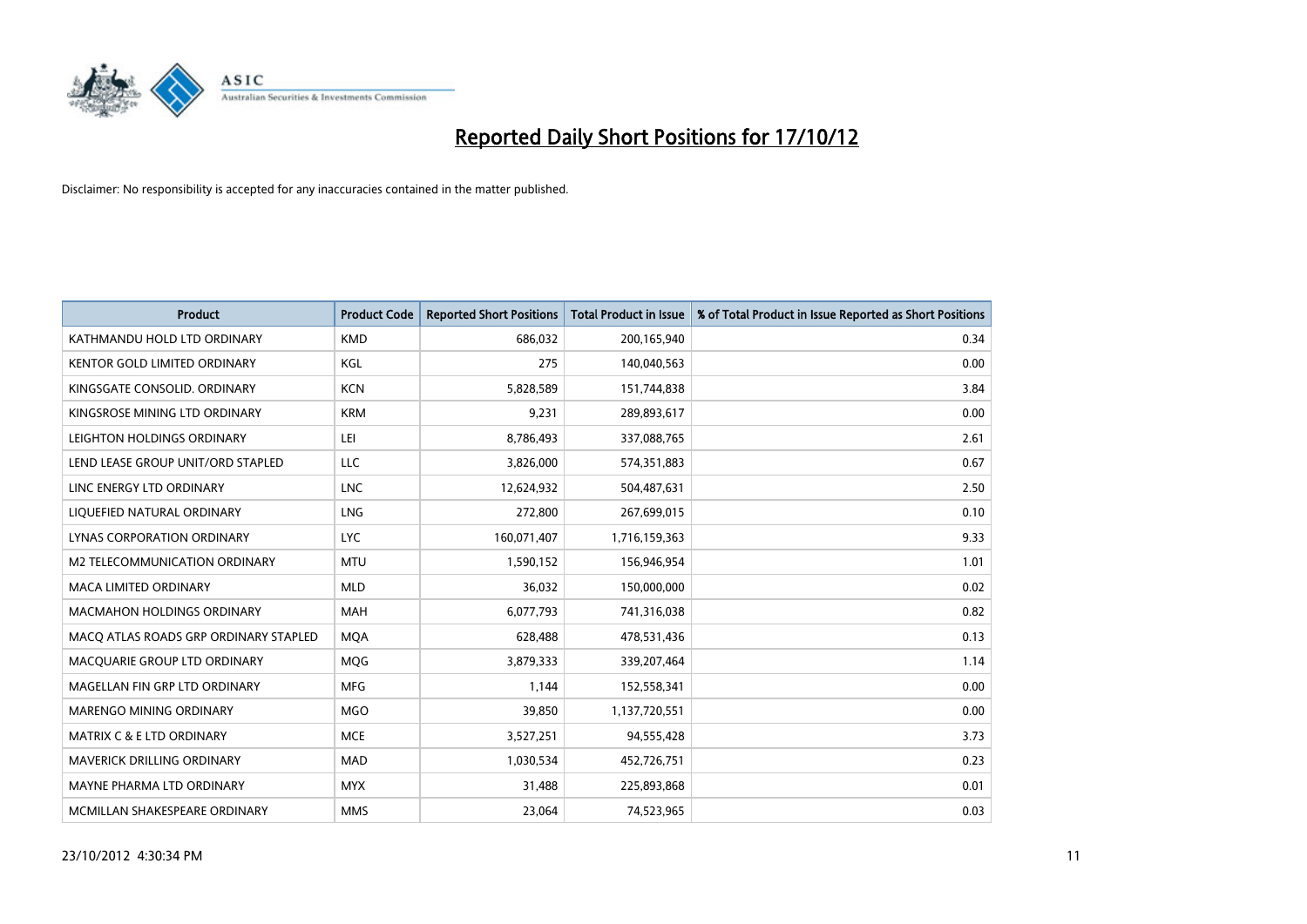# Reported Daily Short Positions for 17/10/12

Disclaimer: No responsibility is accepted for any inaccuracies contained in the matter published.

| Product | Product Code | Reported Short Positions | Total Product in Issue | % of Total Product in Issue Reported as Short Positions |
|---|---|---|---|---|
| KATHMANDU HOLD LTD ORDINARY | KMD | 686,032 | 200,165,940 | 0.34 |
| KENTOR GOLD LIMITED ORDINARY | KGL | 275 | 140,040,563 | 0.00 |
| KINGSGATE CONSOLID. ORDINARY | KCN | 5,828,589 | 151,744,838 | 3.84 |
| KINGSROSE MINING LTD ORDINARY | KRM | 9,231 | 289,893,617 | 0.00 |
| LEIGHTON HOLDINGS ORDINARY | LEI | 8,786,493 | 337,088,765 | 2.61 |
| LEND LEASE GROUP UNIT/ORD STAPLED | LLC | 3,826,000 | 574,351,883 | 0.67 |
| LINC ENERGY LTD ORDINARY | LNC | 12,624,932 | 504,487,631 | 2.50 |
| LIQUEFIED NATURAL ORDINARY | LNG | 272,800 | 267,699,015 | 0.10 |
| LYNAS CORPORATION ORDINARY | LYC | 160,071,407 | 1,716,159,363 | 9.33 |
| M2 TELECOMMUNICATION ORDINARY | MTU | 1,590,152 | 156,946,954 | 1.01 |
| MACA LIMITED ORDINARY | MLD | 36,032 | 150,000,000 | 0.02 |
| MACMAHON HOLDINGS ORDINARY | MAH | 6,077,793 | 741,316,038 | 0.82 |
| MACQ ATLAS ROADS GRP ORDINARY STAPLED | MQA | 628,488 | 478,531,436 | 0.13 |
| MACQUARIE GROUP LTD ORDINARY | MQG | 3,879,333 | 339,207,464 | 1.14 |
| MAGELLAN FIN GRP LTD ORDINARY | MFG | 1,144 | 152,558,341 | 0.00 |
| MARENGO MINING ORDINARY | MGO | 39,850 | 1,137,720,551 | 0.00 |
| MATRIX C & E LTD ORDINARY | MCE | 3,527,251 | 94,555,428 | 3.73 |
| MAVERICK DRILLING ORDINARY | MAD | 1,030,534 | 452,726,751 | 0.23 |
| MAYNE PHARMA LTD ORDINARY | MYX | 31,488 | 225,893,868 | 0.01 |
| MCMILLAN SHAKESPEARE ORDINARY | MMS | 23,064 | 74,523,965 | 0.03 |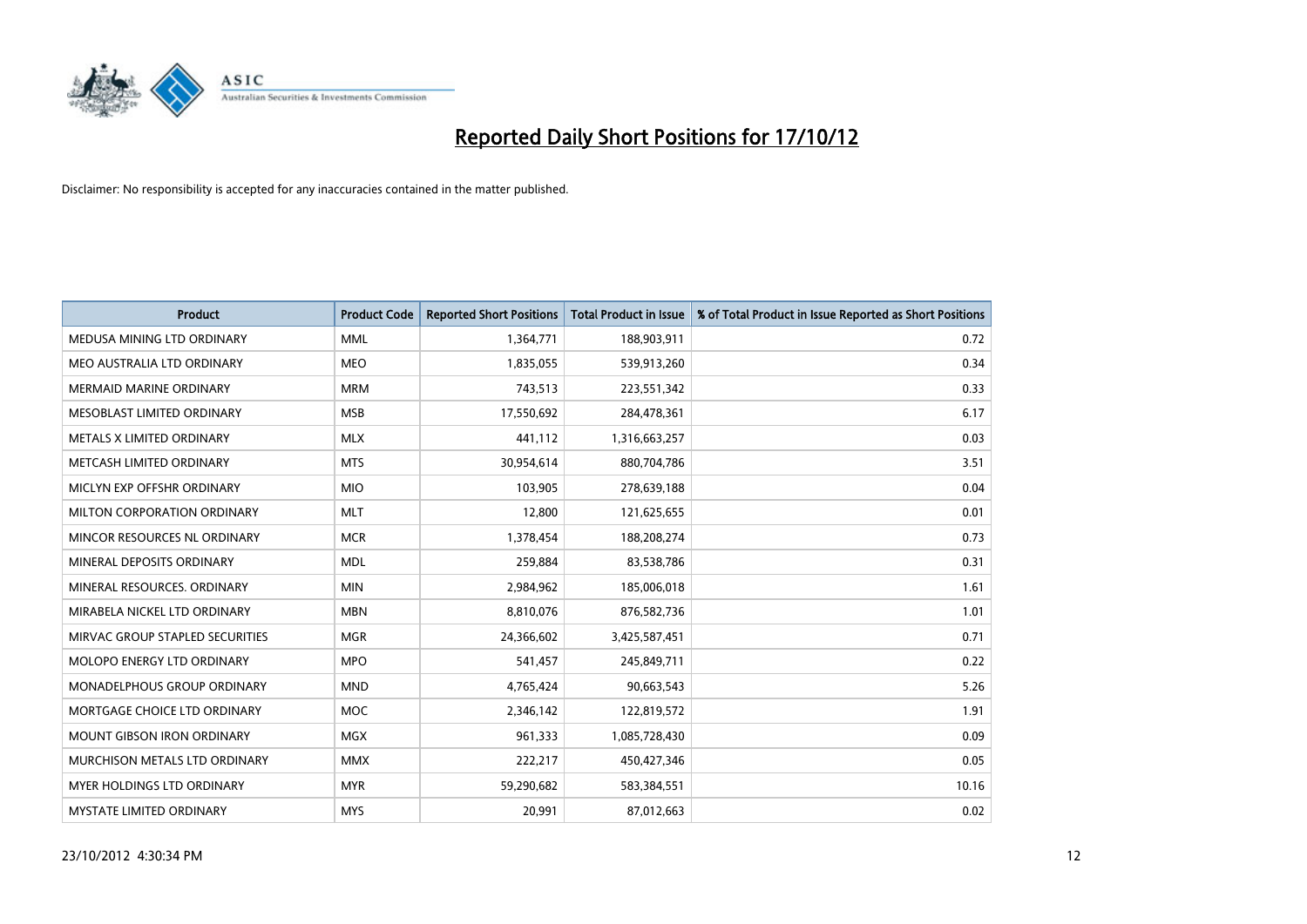# Reported Daily Short Positions for 17/10/12

Disclaimer: No responsibility is accepted for any inaccuracies contained in the matter published.

| Product | Product Code | Reported Short Positions | Total Product in Issue | % of Total Product in Issue Reported as Short Positions |
|---|---|---|---|---|
| MEDUSA MINING LTD ORDINARY | MML | 1,364,771 | 188,903,911 | 0.72 |
| MEO AUSTRALIA LTD ORDINARY | MEO | 1,835,055 | 539,913,260 | 0.34 |
| MERMAID MARINE ORDINARY | MRM | 743,513 | 223,551,342 | 0.33 |
| MESOBLAST LIMITED ORDINARY | MSB | 17,550,692 | 284,478,361 | 6.17 |
| METALS X LIMITED ORDINARY | MLX | 441,112 | 1,316,663,257 | 0.03 |
| METCASH LIMITED ORDINARY | MTS | 30,954,614 | 880,704,786 | 3.51 |
| MICLYN EXP OFFSHR ORDINARY | MIO | 103,905 | 278,639,188 | 0.04 |
| MILTON CORPORATION ORDINARY | MLT | 12,800 | 121,625,655 | 0.01 |
| MINCOR RESOURCES NL ORDINARY | MCR | 1,378,454 | 188,208,274 | 0.73 |
| MINERAL DEPOSITS ORDINARY | MDL | 259,884 | 83,538,786 | 0.31 |
| MINERAL RESOURCES. ORDINARY | MIN | 2,984,962 | 185,006,018 | 1.61 |
| MIRABELA NICKEL LTD ORDINARY | MBN | 8,810,076 | 876,582,736 | 1.01 |
| MIRVAC GROUP STAPLED SECURITIES | MGR | 24,366,602 | 3,425,587,451 | 0.71 |
| MOLOPO ENERGY LTD ORDINARY | MPO | 541,457 | 245,849,711 | 0.22 |
| MONADELPHOUS GROUP ORDINARY | MND | 4,765,424 | 90,663,543 | 5.26 |
| MORTGAGE CHOICE LTD ORDINARY | MOC | 2,346,142 | 122,819,572 | 1.91 |
| MOUNT GIBSON IRON ORDINARY | MGX | 961,333 | 1,085,728,430 | 0.09 |
| MURCHISON METALS LTD ORDINARY | MMX | 222,217 | 450,427,346 | 0.05 |
| MYER HOLDINGS LTD ORDINARY | MYR | 59,290,682 | 583,384,551 | 10.16 |
| MYSTATE LIMITED ORDINARY | MYS | 20,991 | 87,012,663 | 0.02 |

23/10/2012 4:30:34 PM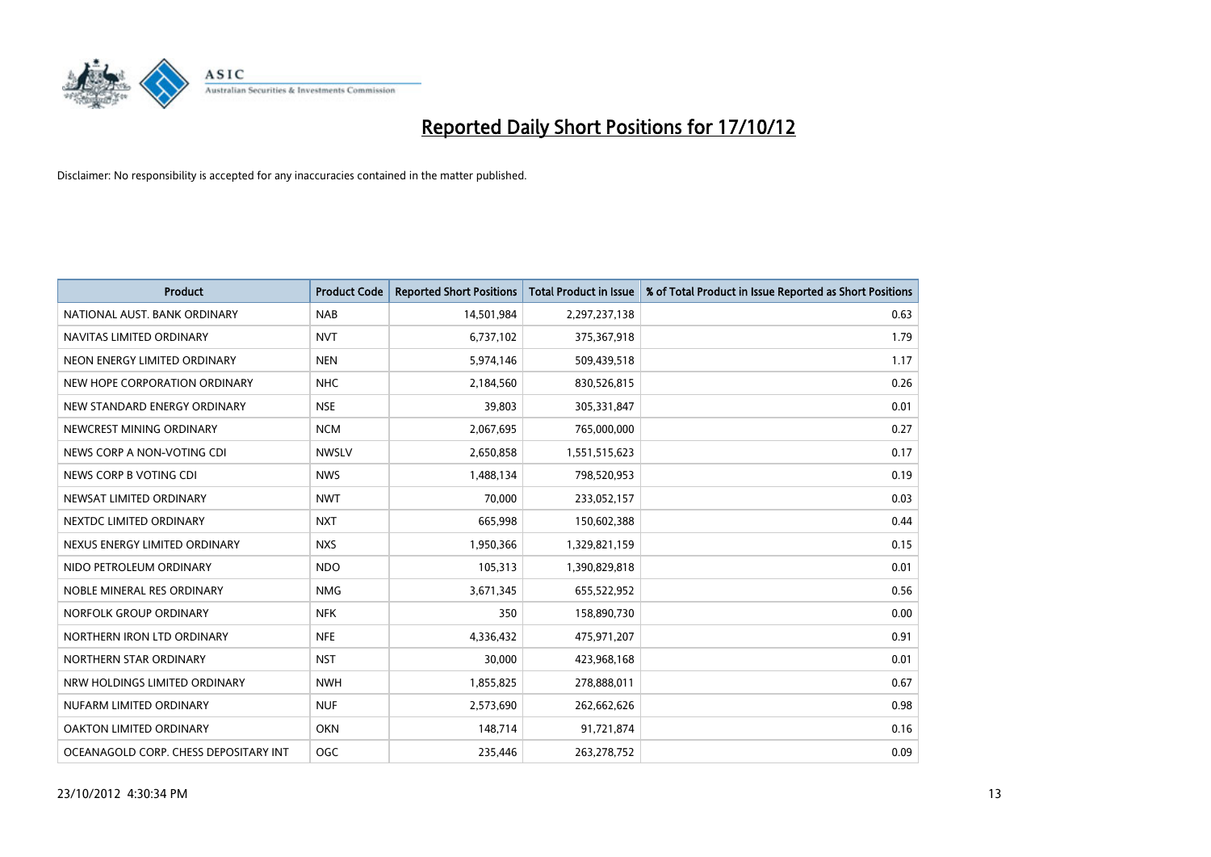# Reported Daily Short Positions for 17/10/12

Disclaimer: No responsibility is accepted for any inaccuracies contained in the matter published.

| Product | Product Code | Reported Short Positions | Total Product in Issue | % of Total Product in Issue Reported as Short Positions |
|---|---|---|---|---|
| NATIONAL AUST. BANK ORDINARY | NAB | 14,501,984 | 2,297,237,138 | 0.63 |
| NAVITAS LIMITED ORDINARY | NVT | 6,737,102 | 375,367,918 | 1.79 |
| NEON ENERGY LIMITED ORDINARY | NEN | 5,974,146 | 509,439,518 | 1.17 |
| NEW HOPE CORPORATION ORDINARY | NHC | 2,184,560 | 830,526,815 | 0.26 |
| NEW STANDARD ENERGY ORDINARY | NSE | 39,803 | 305,331,847 | 0.01 |
| NEWCREST MINING ORDINARY | NCM | 2,067,695 | 765,000,000 | 0.27 |
| NEWS CORP A NON-VOTING CDI | NWSLV | 2,650,858 | 1,551,515,623 | 0.17 |
| NEWS CORP B VOTING CDI | NWS | 1,488,134 | 798,520,953 | 0.19 |
| NEWSAT LIMITED ORDINARY | NWT | 70,000 | 233,052,157 | 0.03 |
| NEXTDC LIMITED ORDINARY | NXT | 665,998 | 150,602,388 | 0.44 |
| NEXUS ENERGY LIMITED ORDINARY | NXS | 1,950,366 | 1,329,821,159 | 0.15 |
| NIDO PETROLEUM ORDINARY | NDO | 105,313 | 1,390,829,818 | 0.01 |
| NOBLE MINERAL RES ORDINARY | NMG | 3,671,345 | 655,522,952 | 0.56 |
| NORFOLK GROUP ORDINARY | NFK | 350 | 158,890,730 | 0.00 |
| NORTHERN IRON LTD ORDINARY | NFE | 4,336,432 | 475,971,207 | 0.91 |
| NORTHERN STAR ORDINARY | NST | 30,000 | 423,968,168 | 0.01 |
| NRW HOLDINGS LIMITED ORDINARY | NWH | 1,855,825 | 278,888,011 | 0.67 |
| NUFARM LIMITED ORDINARY | NUF | 2,573,690 | 262,662,626 | 0.98 |
| OAKTON LIMITED ORDINARY | OKN | 148,714 | 91,721,874 | 0.16 |
| OCEANAGOLD CORP. CHESS DEPOSITARY INT | OGC | 235,446 | 263,278,752 | 0.09 |

23/10/2012 4:30:34 PM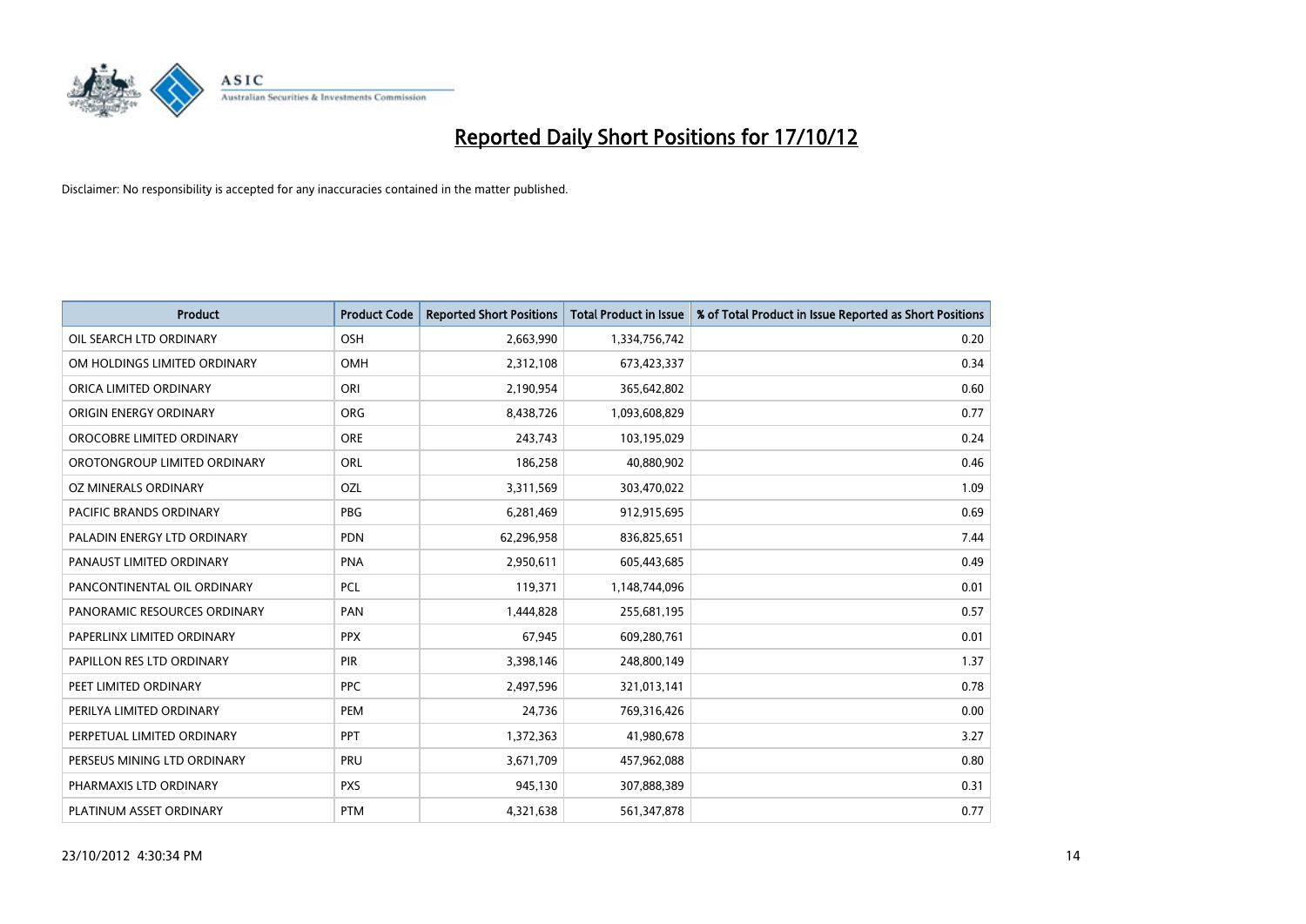# Reported Daily Short Positions for 17/10/12

Disclaimer: No responsibility is accepted for any inaccuracies contained in the matter published.

| Product | Product Code | Reported Short Positions | Total Product in Issue | % of Total Product in Issue Reported as Short Positions |
|---|---|---|---|---|
| OIL SEARCH LTD ORDINARY | OSH | 2,663,990 | 1,334,756,742 | 0.20 |
| OM HOLDINGS LIMITED ORDINARY | OMH | 2,312,108 | 673,423,337 | 0.34 |
| ORICA LIMITED ORDINARY | ORI | 2,190,954 | 365,642,802 | 0.60 |
| ORIGIN ENERGY ORDINARY | ORG | 8,438,726 | 1,093,608,829 | 0.77 |
| OROCOBRE LIMITED ORDINARY | ORE | 243,743 | 103,195,029 | 0.24 |
| OROTONGROUP LIMITED ORDINARY | ORL | 186,258 | 40,880,902 | 0.46 |
| OZ MINERALS ORDINARY | OZL | 3,311,569 | 303,470,022 | 1.09 |
| PACIFIC BRANDS ORDINARY | PBG | 6,281,469 | 912,915,695 | 0.69 |
| PALADIN ENERGY LTD ORDINARY | PDN | 62,296,958 | 836,825,651 | 7.44 |
| PANAUST LIMITED ORDINARY | PNA | 2,950,611 | 605,443,685 | 0.49 |
| PANCONTINENTAL OIL ORDINARY | PCL | 119,371 | 1,148,744,096 | 0.01 |
| PANORAMIC RESOURCES ORDINARY | PAN | 1,444,828 | 255,681,195 | 0.57 |
| PAPERLINX LIMITED ORDINARY | PPX | 67,945 | 609,280,761 | 0.01 |
| PAPILLON RES LTD ORDINARY | PIR | 3,398,146 | 248,800,149 | 1.37 |
| PEET LIMITED ORDINARY | PPC | 2,497,596 | 321,013,141 | 0.78 |
| PERILYA LIMITED ORDINARY | PEM | 24,736 | 769,316,426 | 0.00 |
| PERPETUAL LIMITED ORDINARY | PPT | 1,372,363 | 41,980,678 | 3.27 |
| PERSEUS MINING LTD ORDINARY | PRU | 3,671,709 | 457,962,088 | 0.80 |
| PHARMAXIS LTD ORDINARY | PXS | 945,130 | 307,888,389 | 0.31 |
| PLATINUM ASSET ORDINARY | PTM | 4,321,638 | 561,347,878 | 0.77 |

23/10/2012 4:30:34 PM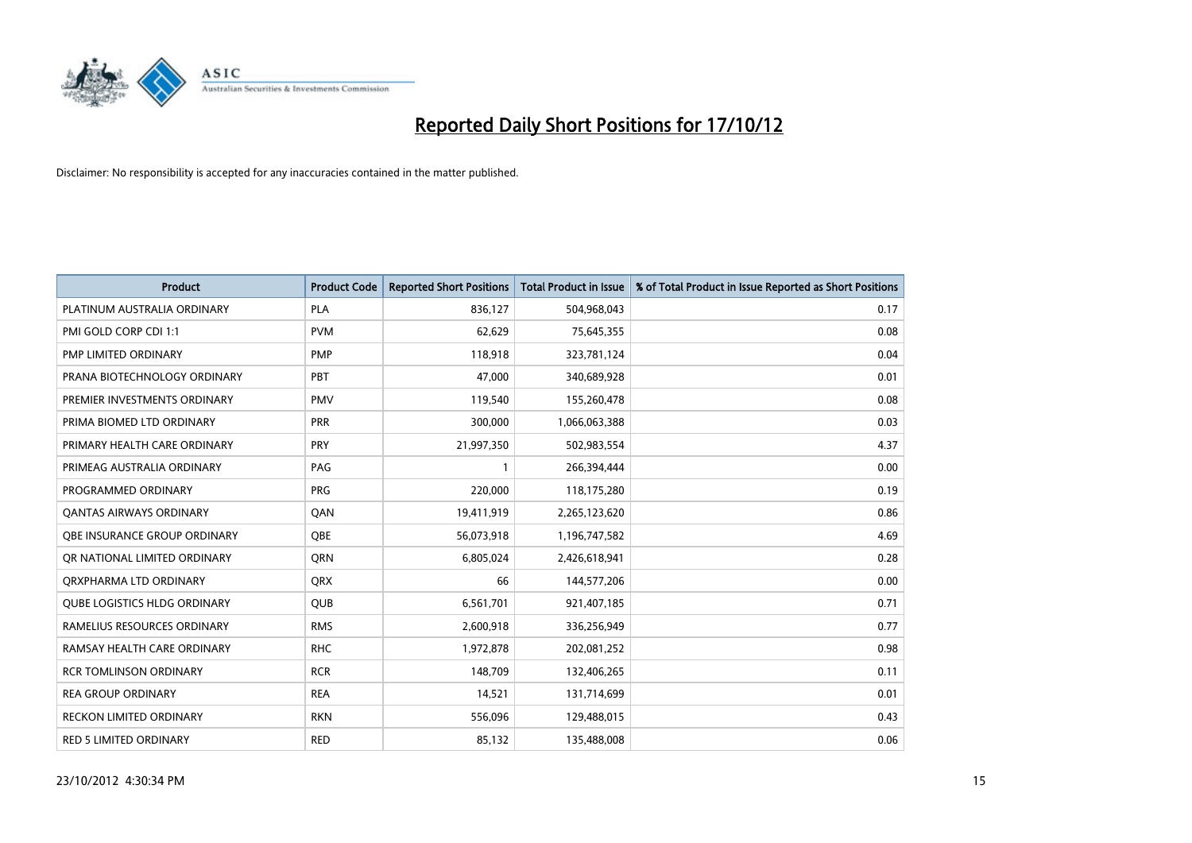# Reported Daily Short Positions for 17/10/12

Disclaimer: No responsibility is accepted for any inaccuracies contained in the matter published.

| Product | Product Code | Reported Short Positions | Total Product in Issue | % of Total Product in Issue Reported as Short Positions |
|---|---|---|---|---|
| PLATINUM AUSTRALIA ORDINARY | PLA | 836,127 | 504,968,043 | 0.17 |
| PMI GOLD CORP CDI 1:1 | PVM | 62,629 | 75,645,355 | 0.08 |
| PMP LIMITED ORDINARY | PMP | 118,918 | 323,781,124 | 0.04 |
| PRANA BIOTECHNOLOGY ORDINARY | PBT | 47,000 | 340,689,928 | 0.01 |
| PREMIER INVESTMENTS ORDINARY | PMV | 119,540 | 155,260,478 | 0.08 |
| PRIMA BIOMED LTD ORDINARY | PRR | 300,000 | 1,066,063,388 | 0.03 |
| PRIMARY HEALTH CARE ORDINARY | PRY | 21,997,350 | 502,983,554 | 4.37 |
| PRIMEAG AUSTRALIA ORDINARY | PAG | 1 | 266,394,444 | 0.00 |
| PROGRAMMED ORDINARY | PRG | 220,000 | 118,175,280 | 0.19 |
| QANTAS AIRWAYS ORDINARY | QAN | 19,411,919 | 2,265,123,620 | 0.86 |
| QBE INSURANCE GROUP ORDINARY | QBE | 56,073,918 | 1,196,747,582 | 4.69 |
| QR NATIONAL LIMITED ORDINARY | QRN | 6,805,024 | 2,426,618,941 | 0.28 |
| QRXPHARMA LTD ORDINARY | QRX | 66 | 144,577,206 | 0.00 |
| QUBE LOGISTICS HLDG ORDINARY | QUB | 6,561,701 | 921,407,185 | 0.71 |
| RAMELIUS RESOURCES ORDINARY | RMS | 2,600,918 | 336,256,949 | 0.77 |
| RAMSAY HEALTH CARE ORDINARY | RHC | 1,972,878 | 202,081,252 | 0.98 |
| RCR TOMLINSON ORDINARY | RCR | 148,709 | 132,406,265 | 0.11 |
| REA GROUP ORDINARY | REA | 14,521 | 131,714,699 | 0.01 |
| RECKON LIMITED ORDINARY | RKN | 556,096 | 129,488,015 | 0.43 |
| RED 5 LIMITED ORDINARY | RED | 85,132 | 135,488,008 | 0.06 |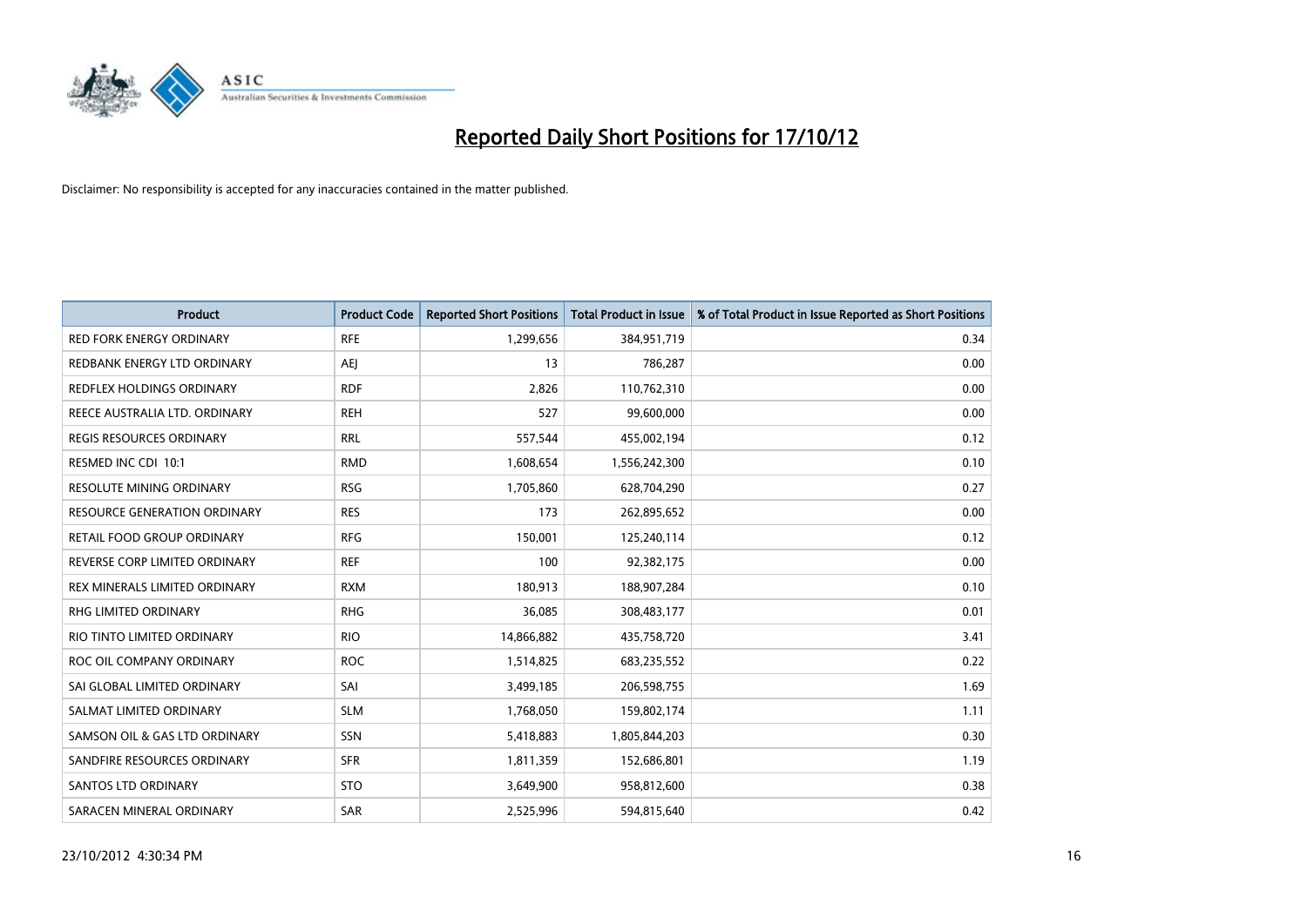# Reported Daily Short Positions for 17/10/12

Disclaimer: No responsibility is accepted for any inaccuracies contained in the matter published.

| Product | Product Code | Reported Short Positions | Total Product in Issue | % of Total Product in Issue Reported as Short Positions |
|---|---|---|---|---|
| RED FORK ENERGY ORDINARY | RFE | 1,299,656 | 384,951,719 | 0.34 |
| REDBANK ENERGY LTD ORDINARY | AEJ | 13 | 786,287 | 0.00 |
| REDFLEX HOLDINGS ORDINARY | RDF | 2,826 | 110,762,310 | 0.00 |
| REECE AUSTRALIA LTD. ORDINARY | REH | 527 | 99,600,000 | 0.00 |
| REGIS RESOURCES ORDINARY | RRL | 557,544 | 455,002,194 | 0.12 |
| RESMED INC CDI 10:1 | RMD | 1,608,654 | 1,556,242,300 | 0.10 |
| RESOLUTE MINING ORDINARY | RSG | 1,705,860 | 628,704,290 | 0.27 |
| RESOURCE GENERATION ORDINARY | RES | 173 | 262,895,652 | 0.00 |
| RETAIL FOOD GROUP ORDINARY | RFG | 150,001 | 125,240,114 | 0.12 |
| REVERSE CORP LIMITED ORDINARY | REF | 100 | 92,382,175 | 0.00 |
| REX MINERALS LIMITED ORDINARY | RXM | 180,913 | 188,907,284 | 0.10 |
| RHG LIMITED ORDINARY | RHG | 36,085 | 308,483,177 | 0.01 |
| RIO TINTO LIMITED ORDINARY | RIO | 14,866,882 | 435,758,720 | 3.41 |
| ROC OIL COMPANY ORDINARY | ROC | 1,514,825 | 683,235,552 | 0.22 |
| SAI GLOBAL LIMITED ORDINARY | SAI | 3,499,185 | 206,598,755 | 1.69 |
| SALMAT LIMITED ORDINARY | SLM | 1,768,050 | 159,802,174 | 1.11 |
| SAMSON OIL & GAS LTD ORDINARY | SSN | 5,418,883 | 1,805,844,203 | 0.30 |
| SANDFIRE RESOURCES ORDINARY | SFR | 1,811,359 | 152,686,801 | 1.19 |
| SANTOS LTD ORDINARY | STO | 3,649,900 | 958,812,600 | 0.38 |
| SARACEN MINERAL ORDINARY | SAR | 2,525,996 | 594,815,640 | 0.42 |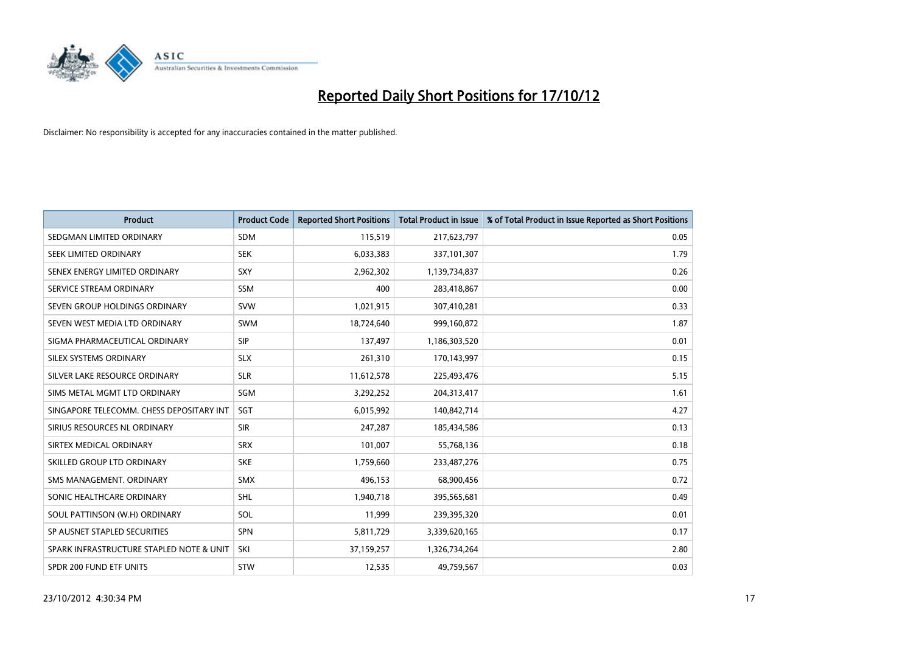# Reported Daily Short Positions for 17/10/12

Disclaimer: No responsibility is accepted for any inaccuracies contained in the matter published.

| Product | Product Code | Reported Short Positions | Total Product in Issue | % of Total Product in Issue Reported as Short Positions |
|---|---|---|---|---|
| SEDGMAN LIMITED ORDINARY | SDM | 115,519 | 217,623,797 | 0.05 |
| SEEK LIMITED ORDINARY | SEK | 6,033,383 | 337,101,307 | 1.79 |
| SENEX ENERGY LIMITED ORDINARY | SXY | 2,962,302 | 1,139,734,837 | 0.26 |
| SERVICE STREAM ORDINARY | SSM | 400 | 283,418,867 | 0.00 |
| SEVEN GROUP HOLDINGS ORDINARY | SVW | 1,021,915 | 307,410,281 | 0.33 |
| SEVEN WEST MEDIA LTD ORDINARY | SWM | 18,724,640 | 999,160,872 | 1.87 |
| SIGMA PHARMACEUTICAL ORDINARY | SIP | 137,497 | 1,186,303,520 | 0.01 |
| SILEX SYSTEMS ORDINARY | SLX | 261,310 | 170,143,997 | 0.15 |
| SILVER LAKE RESOURCE ORDINARY | SLR | 11,612,578 | 225,493,476 | 5.15 |
| SIMS METAL MGMT LTD ORDINARY | SGM | 3,292,252 | 204,313,417 | 1.61 |
| SINGAPORE TELECOMM. CHESS DEPOSITARY INT | SGT | 6,015,992 | 140,842,714 | 4.27 |
| SIRIUS RESOURCES NL ORDINARY | SIR | 247,287 | 185,434,586 | 0.13 |
| SIRTEX MEDICAL ORDINARY | SRX | 101,007 | 55,768,136 | 0.18 |
| SKILLED GROUP LTD ORDINARY | SKE | 1,759,660 | 233,487,276 | 0.75 |
| SMS MANAGEMENT. ORDINARY | SMX | 496,153 | 68,900,456 | 0.72 |
| SONIC HEALTHCARE ORDINARY | SHL | 1,940,718 | 395,565,681 | 0.49 |
| SOUL PATTINSON (W.H) ORDINARY | SOL | 11,999 | 239,395,320 | 0.01 |
| SP AUSNET STAPLED SECURITIES | SPN | 5,811,729 | 3,339,620,165 | 0.17 |
| SPARK INFRASTRUCTURE STAPLED NOTE & UNIT | SKI | 37,159,257 | 1,326,734,264 | 2.80 |
| SPDR 200 FUND ETF UNITS | STW | 12,535 | 49,759,567 | 0.03 |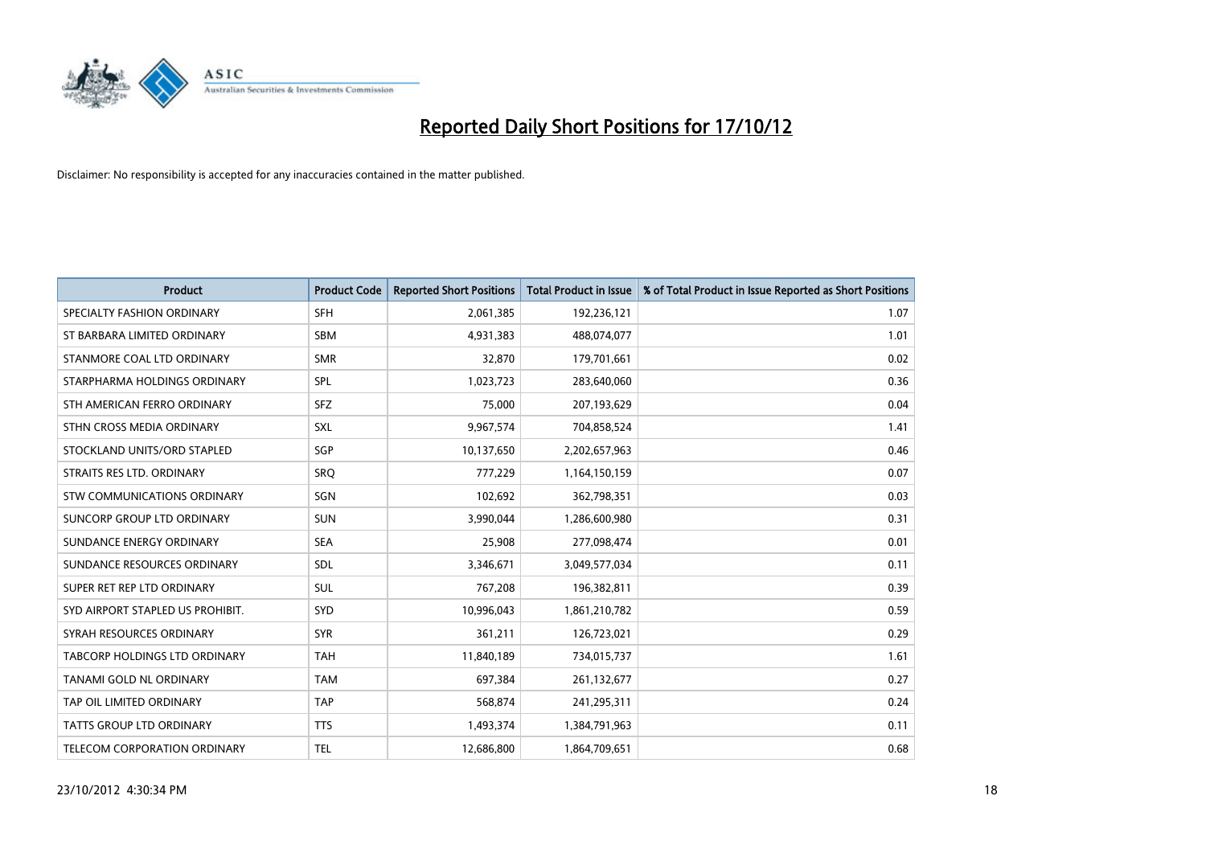# Reported Daily Short Positions for 17/10/12

Disclaimer: No responsibility is accepted for any inaccuracies contained in the matter published.

| Product | Product Code | Reported Short Positions | Total Product in Issue | % of Total Product in Issue Reported as Short Positions |
|---|---|---|---|---|
| SPECIALTY FASHION ORDINARY | SFH | 2,061,385 | 192,236,121 | 1.07 |
| ST BARBARA LIMITED ORDINARY | SBM | 4,931,383 | 488,074,077 | 1.01 |
| STANMORE COAL LTD ORDINARY | SMR | 32,870 | 179,701,661 | 0.02 |
| STARPHARMA HOLDINGS ORDINARY | SPL | 1,023,723 | 283,640,060 | 0.36 |
| STH AMERICAN FERRO ORDINARY | SFZ | 75,000 | 207,193,629 | 0.04 |
| STHN CROSS MEDIA ORDINARY | SXL | 9,967,574 | 704,858,524 | 1.41 |
| STOCKLAND UNITS/ORD STAPLED | SGP | 10,137,650 | 2,202,657,963 | 0.46 |
| STRAITS RES LTD. ORDINARY | SRQ | 777,229 | 1,164,150,159 | 0.07 |
| STW COMMUNICATIONS ORDINARY | SGN | 102,692 | 362,798,351 | 0.03 |
| SUNCORP GROUP LTD ORDINARY | SUN | 3,990,044 | 1,286,600,980 | 0.31 |
| SUNDANCE ENERGY ORDINARY | SEA | 25,908 | 277,098,474 | 0.01 |
| SUNDANCE RESOURCES ORDINARY | SDL | 3,346,671 | 3,049,577,034 | 0.11 |
| SUPER RET REP LTD ORDINARY | SUL | 767,208 | 196,382,811 | 0.39 |
| SYD AIRPORT STAPLED US PROHIBIT. | SYD | 10,996,043 | 1,861,210,782 | 0.59 |
| SYRAH RESOURCES ORDINARY | SYR | 361,211 | 126,723,021 | 0.29 |
| TABCORP HOLDINGS LTD ORDINARY | TAH | 11,840,189 | 734,015,737 | 1.61 |
| TANAMI GOLD NL ORDINARY | TAM | 697,384 | 261,132,677 | 0.27 |
| TAP OIL LIMITED ORDINARY | TAP | 568,874 | 241,295,311 | 0.24 |
| TATTS GROUP LTD ORDINARY | TTS | 1,493,374 | 1,384,791,963 | 0.11 |
| TELECOM CORPORATION ORDINARY | TEL | 12,686,800 | 1,864,709,651 | 0.68 |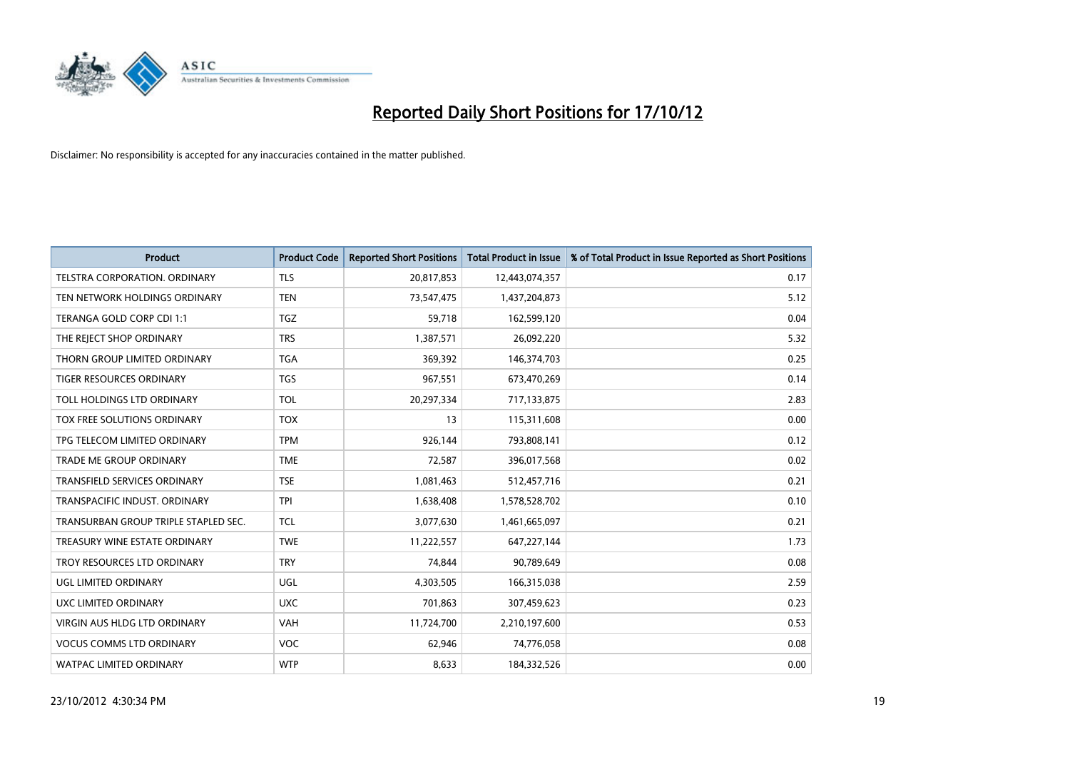# Reported Daily Short Positions for 17/10/12

Disclaimer: No responsibility is accepted for any inaccuracies contained in the matter published.

| Product | Product Code | Reported Short Positions | Total Product in Issue | % of Total Product in Issue Reported as Short Positions |
|---|---|---|---|---|
| TELSTRA CORPORATION. ORDINARY | TLS | 20,817,853 | 12,443,074,357 | 0.17 |
| TEN NETWORK HOLDINGS ORDINARY | TEN | 73,547,475 | 1,437,204,873 | 5.12 |
| TERANGA GOLD CORP CDI 1:1 | TGZ | 59,718 | 162,599,120 | 0.04 |
| THE REJECT SHOP ORDINARY | TRS | 1,387,571 | 26,092,220 | 5.32 |
| THORN GROUP LIMITED ORDINARY | TGA | 369,392 | 146,374,703 | 0.25 |
| TIGER RESOURCES ORDINARY | TGS | 967,551 | 673,470,269 | 0.14 |
| TOLL HOLDINGS LTD ORDINARY | TOL | 20,297,334 | 717,133,875 | 2.83 |
| TOX FREE SOLUTIONS ORDINARY | TOX | 13 | 115,311,608 | 0.00 |
| TPG TELECOM LIMITED ORDINARY | TPM | 926,144 | 793,808,141 | 0.12 |
| TRADE ME GROUP ORDINARY | TME | 72,587 | 396,017,568 | 0.02 |
| TRANSFIELD SERVICES ORDINARY | TSE | 1,081,463 | 512,457,716 | 0.21 |
| TRANSPACIFIC INDUST. ORDINARY | TPI | 1,638,408 | 1,578,528,702 | 0.10 |
| TRANSURBAN GROUP TRIPLE STAPLED SEC. | TCL | 3,077,630 | 1,461,665,097 | 0.21 |
| TREASURY WINE ESTATE ORDINARY | TWE | 11,222,557 | 647,227,144 | 1.73 |
| TROY RESOURCES LTD ORDINARY | TRY | 74,844 | 90,789,649 | 0.08 |
| UGL LIMITED ORDINARY | UGL | 4,303,505 | 166,315,038 | 2.59 |
| UXC LIMITED ORDINARY | UXC | 701,863 | 307,459,623 | 0.23 |
| VIRGIN AUS HLDG LTD ORDINARY | VAH | 11,724,700 | 2,210,197,600 | 0.53 |
| VOCUS COMMS LTD ORDINARY | VOC | 62,946 | 74,776,058 | 0.08 |
| WATPAC LIMITED ORDINARY | WTP | 8,633 | 184,332,526 | 0.00 |

23/10/2012 4:30:34 PM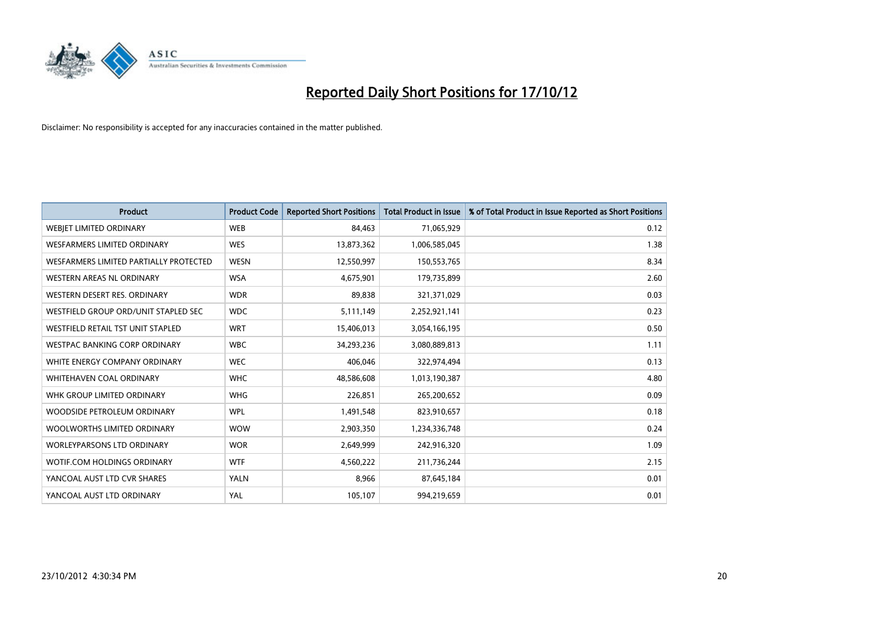# Reported Daily Short Positions for 17/10/12

Disclaimer: No responsibility is accepted for any inaccuracies contained in the matter published.

| Product | Product Code | Reported Short Positions | Total Product in Issue | % of Total Product in Issue Reported as Short Positions |
| --- | --- | --- | --- | --- |
| WEBJET LIMITED ORDINARY | WEB | 84,463 | 71,065,929 | 0.12 |
| WESFARMERS LIMITED ORDINARY | WES | 13,873,362 | 1,006,585,045 | 1.38 |
| WESFARMERS LIMITED PARTIALLY PROTECTED | WESN | 12,550,997 | 150,553,765 | 8.34 |
| WESTERN AREAS NL ORDINARY | WSA | 4,675,901 | 179,735,899 | 2.60 |
| WESTERN DESERT RES. ORDINARY | WDR | 89,838 | 321,371,029 | 0.03 |
| WESTFIELD GROUP ORD/UNIT STAPLED SEC | WDC | 5,111,149 | 2,252,921,141 | 0.23 |
| WESTFIELD RETAIL TST UNIT STAPLED | WRT | 15,406,013 | 3,054,166,195 | 0.50 |
| WESTPAC BANKING CORP ORDINARY | WBC | 34,293,236 | 3,080,889,813 | 1.11 |
| WHITE ENERGY COMPANY ORDINARY | WEC | 406,046 | 322,974,494 | 0.13 |
| WHITEHAVEN COAL ORDINARY | WHC | 48,586,608 | 1,013,190,387 | 4.80 |
| WHK GROUP LIMITED ORDINARY | WHG | 226,851 | 265,200,652 | 0.09 |
| WOODSIDE PETROLEUM ORDINARY | WPL | 1,491,548 | 823,910,657 | 0.18 |
| WOOLWORTHS LIMITED ORDINARY | WOW | 2,903,350 | 1,234,336,748 | 0.24 |
| WORLEYPARSONS LTD ORDINARY | WOR | 2,649,999 | 242,916,320 | 1.09 |
| WOTIF.COM HOLDINGS ORDINARY | WTF | 4,560,222 | 211,736,244 | 2.15 |
| YANCOAL AUST LTD CVR SHARES | YALN | 8,966 | 87,645,184 | 0.01 |
| YANCOAL AUST LTD ORDINARY | YAL | 105,107 | 994,219,659 | 0.01 |

23/10/2012 4:30:34 PM